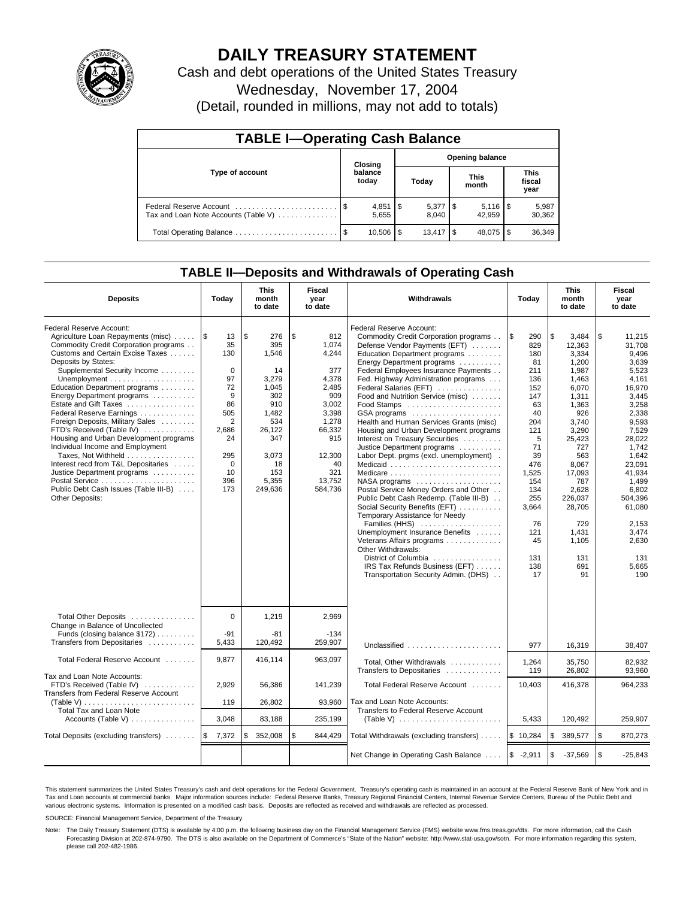# DAILY TREASURY STATEMENT

Cash and debt operations of the United States Treasury

Wednesday, November 17, 2004

(Detail, rounded in millions, may not add to totals)

## TABLE I—Operating Cash Balance

| Type of account | Closing balance today | Opening balance Today | Opening balance This month | Opening balance This fiscal year |
|---|---|---|---|---|
| Federal Reserve Account | $ 4,851 | $ 5,377 | $ 5,116 | $ 5,987 |
| Tax and Loan Note Accounts (Table V) | 5,655 | 8,040 | 42,959 | 30,362 |
| Total Operating Balance | $ 10,506 | $ 13,417 | $ 48,075 | $ 36,349 |

## TABLE II—Deposits and Withdrawals of Operating Cash

| Deposits | Today | This month to date | Fiscal year to date |
|---|---|---|---|
| Federal Reserve Account: | | | |
| Agriculture Loan Repayments (misc) | $ 13 | $ 276 | $ 812 |
| Commodity Credit Corporation programs | 35 | 395 | 1,074 |
| Customs and Certain Excise Taxes | 130 | 1,546 | 4,244 |
| Deposits by States: | | | |
| Supplemental Security Income | 0 | 14 | 377 |
| Unemployment | 97 | 3,279 | 4,378 |
| Education Department programs | 72 | 1,045 | 2,485 |
| Energy Department programs | 9 | 302 | 909 |
| Estate and Gift Taxes | 86 | 910 | 3,002 |
| Federal Reserve Earnings | 505 | 1,482 | 3,398 |
| Foreign Deposits, Military Sales | 2 | 534 | 1,278 |
| FTD's Received (Table IV) | 2,686 | 26,122 | 66,332 |
| Housing and Urban Development programs | 24 | 347 | 915 |
| Individual Income and Employment Taxes, Not Withheld | 295 | 3,073 | 12,300 |
| Interest recd from T&L Depositaries | 0 | 18 | 40 |
| Justice Department programs | 10 | 153 | 321 |
| Postal Service | 396 | 5,355 | 13,752 |
| Public Debt Cash Issues (Table III-B) | 173 | 249,636 | 584,736 |
| Other Deposits: | | | |
| Total Other Deposits | 0 | 1,219 | 2,969 |
| Change in Balance of Uncollected Funds (closing balance $172) | -91 | -81 | -134 |
| Transfers from Depositaries | 5,433 | 120,492 | 259,907 |
| Total Federal Reserve Account | 9,877 | 416,114 | 963,097 |
| Tax and Loan Note Accounts: | | | |
| FTD's Received (Table IV) | 2,929 | 56,386 | 141,239 |
| Transfers from Federal Reserve Account (Table V) | 119 | 26,802 | 93,960 |
| Total Tax and Loan Note Accounts (Table V) | 3,048 | 83,188 | 235,199 |
| Total Deposits (excluding transfers) | $ 7,372 | $ 352,008 | $ 844,429 |

| Withdrawals | Today | This month to date | Fiscal year to date |
|---|---|---|---|
| Federal Reserve Account: | | | |
| Commodity Credit Corporation programs | $ 290 | $ 3,484 | $ 11,215 |
| Defense Vendor Payments (EFT) | 829 | 12,363 | 31,708 |
| Education Department programs | 180 | 3,334 | 9,496 |
| Energy Department programs | 81 | 1,200 | 3,639 |
| Federal Employees Insurance Payments | 211 | 1,987 | 5,523 |
| Fed. Highway Administration programs | 136 | 1,463 | 4,161 |
| Federal Salaries (EFT) | 152 | 6,070 | 16,970 |
| Food and Nutrition Service (misc) | 147 | 1,311 | 3,445 |
| Food Stamps | 63 | 1,363 | 3,258 |
| GSA programs | 40 | 926 | 2,338 |
| Health and Human Services Grants (misc) | 204 | 3,740 | 9,593 |
| Housing and Urban Development programs | 121 | 3,290 | 7,529 |
| Interest on Treasury Securities | 5 | 25,423 | 28,022 |
| Justice Department programs | 71 | 727 | 1,742 |
| Labor Dept. prgms (excl. unemployment) | 39 | 563 | 1,642 |
| Medicaid | 476 | 8,067 | 23,091 |
| Medicare | 1,525 | 17,093 | 41,934 |
| NASA programs | 154 | 787 | 1,499 |
| Postal Service Money Orders and Other | 134 | 2,628 | 6,802 |
| Public Debt Cash Redemp. (Table III-B) | 255 | 226,037 | 504,396 |
| Social Security Benefits (EFT) | 3,664 | 28,705 | 61,080 |
| Temporary Assistance for Needy Families (HHS) | 76 | 729 | 2,153 |
| Unemployment Insurance Benefits | 121 | 1,431 | 3,474 |
| Veterans Affairs programs | 45 | 1,105 | 2,630 |
| Other Withdrawals: | | | |
| District of Columbia | 131 | 131 | 131 |
| IRS Tax Refunds Business (EFT) | 138 | 691 | 5,665 |
| Transportation Security Admin. (DHS) | 17 | 91 | 190 |
| Unclassified | 977 | 16,319 | 38,407 |
| Total, Other Withdrawals | 1,264 | 35,750 | 82,932 |
| Transfers to Depositaries | 119 | 26,802 | 93,960 |
| Total Federal Reserve Account | 10,403 | 416,378 | 964,233 |
| Tax and Loan Note Accounts: | | | |
| Transfers to Federal Reserve Account (Table V) | 5,433 | 120,492 | 259,907 |
| Total Withdrawals (excluding transfers) | $ 10,284 | $ 389,577 | $ 870,273 |
| Net Change in Operating Cash Balance | $ -2,911 | $ -37,569 | $ -25,843 |

This statement summarizes the United States Treasury's cash and debt operations for the Federal Government. Treasury's operating cash is maintained in an account at the Federal Reserve Bank of New York and in Tax and Loan accounts at commercial banks. Major information sources include: Federal Reserve Banks, Treasury Regional Financial Centers, Internal Revenue Service Centers, Bureau of the Public Debt and various electronic systems. Information is presented on a modified cash basis. Deposits are reflected as received and withdrawals are reflected as processed.

SOURCE: Financial Management Service, Department of the Treasury.

Note: The Daily Treasury Statement (DTS) is available by 4:00 p.m. the following business day on the Financial Management Service (FMS) website www.fms.treas.gov/dts. For more information, call the Cash Forecasting Division at 202-874-9790. The DTS is also available on the Department of Commerce's "State of the Nation" website: http://www.stat-usa.gov/sotn. For more information regarding this system, please call 202-482-1986.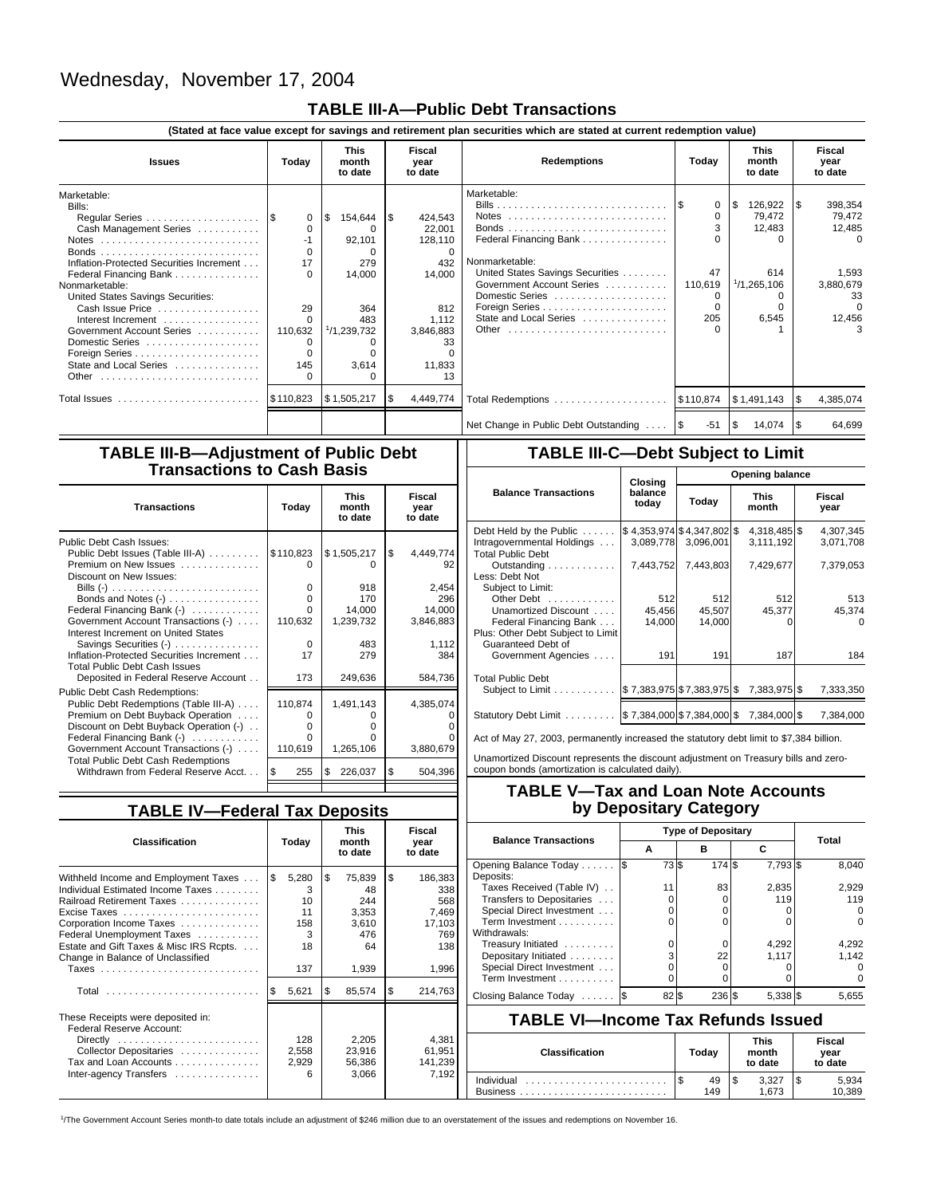Wednesday, November 17, 2004

## TABLE III-A—Public Debt Transactions

(Stated at face value except for savings and retirement plan securities which are stated at current redemption value)

| Issues | Today | This month to date | Fiscal year to date |
|---|---|---|---|
| Marketable: | | | |
| Bills: | | | |
| Regular Series | $ 0 | $ 154,644 | $ 424,543 |
| Cash Management Series | 0 | 0 | 22,001 |
| Notes | -1 | 92,101 | 128,110 |
| Bonds | 0 | 0 | 0 |
| Inflation-Protected Securities Increment | 17 | 279 | 432 |
| Federal Financing Bank | 0 | 14,000 | 14,000 |
| Nonmarketable: | | | |
| United States Savings Securities: | | | |
| Cash Issue Price | 29 | 364 | 812 |
| Interest Increment | 0 | 483 | 1,112 |
| Government Account Series | 110,632 | [1]/1,239,732 | 3,846,883 |
| Domestic Series | 0 | 0 | 33 |
| Foreign Series | 0 | 0 | 0 |
| State and Local Series | 145 | 3,614 | 11,833 |
| Other | 0 | 0 | 13 |
| Total Issues | $110,823 | $1,505,217 | $ 4,449,774 |

| Redemptions | Today | This month to date | Fiscal year to date |
|---|---|---|---|
| Marketable: | | | |
| Bills | $ 0 | $ 126,922 | $ 398,354 |
| Notes | 0 | 79,472 | 79,472 |
| Bonds | 3 | 12,483 | 12,485 |
| Federal Financing Bank | 0 | 0 | 0 |
| Nonmarketable: | | | |
| United States Savings Securities | 47 | 614 | 1,593 |
| Government Account Series | 110,619 | [1]/1,265,106 | 3,880,679 |
| Domestic Series | 0 | 0 | 33 |
| Foreign Series | 0 | 0 | 0 |
| State and Local Series | 205 | 6,545 | 12,456 |
| Other | 0 | 1 | 3 |
| Total Redemptions | $110,874 | $1,491,143 | $ 4,385,074 |
| Net Change in Public Debt Outstanding | $ -51 | $ 14,074 | $ 64,699 |

## TABLE III-B—Adjustment of Public Debt Transactions to Cash Basis

| Transactions | Today | This month to date | Fiscal year to date |
|---|---|---|---|
| Public Debt Cash Issues: | | | |
| Public Debt Issues (Table III-A) | $110,823 | $1,505,217 | $ 4,449,774 |
| Premium on New Issues | 0 | 0 | 92 |
| Discount on New Issues: | | | |
| Bills (-) | 0 | 918 | 2,454 |
| Bonds and Notes (-) | 0 | 170 | 296 |
| Federal Financing Bank (-) | 0 | 14,000 | 14,000 |
| Government Account Transactions (-) | 110,632 | 1,239,732 | 3,846,883 |
| Interest Increment on United States Savings Securities (-) | 0 | 483 | 1,112 |
| Inflation-Protected Securities Increment | 17 | 279 | 384 |
| Total Public Debt Cash Issues Deposited in Federal Reserve Account | 173 | 249,636 | 584,736 |
| Public Debt Cash Redemptions: | | | |
| Public Debt Redemptions (Table III-A) | 110,874 | 1,491,143 | 4,385,074 |
| Premium on Debt Buyback Operation | 0 | 0 | 0 |
| Discount on Debt Buyback Operation (-) | 0 | 0 | 0 |
| Federal Financing Bank (-) | 0 | 0 | 0 |
| Government Account Transactions (-) | 110,619 | 1,265,106 | 3,880,679 |
| Total Public Debt Cash Redemptions Withdrawn from Federal Reserve Acct. | $ 255 | $ 226,037 | $ 504,396 |

## TABLE III-C—Debt Subject to Limit

| Balance Transactions | Closing balance today | Opening balance Today | Opening balance This month | Opening balance Fiscal year |
|---|---|---|---|---|
| Debt Held by the Public | $ 4,353,974 | $ 4,347,802 | $ 4,318,485 | $ 4,307,345 |
| Intragovernmental Holdings | 3,089,778 | 3,096,001 | 3,111,192 | 3,071,708 |
| Total Public Debt Outstanding | 7,443,752 | 7,443,803 | 7,429,677 | 7,379,053 |
| Less: Debt Not Subject to Limit: | | | | |
| Other Debt | 512 | 512 | 512 | 513 |
| Unamortized Discount | 45,456 | 45,507 | 45,377 | 45,374 |
| Federal Financing Bank | 14,000 | 14,000 | 0 | 0 |
| Plus: Other Debt Subject to Limit Guaranteed Debt of Government Agencies | 191 | 191 | 187 | 184 |
| Total Public Debt Subject to Limit | $ 7,383,975 | $ 7,383,975 | $ 7,383,975 | $ 7,333,350 |
| Statutory Debt Limit | $ 7,384,000 | $ 7,384,000 | $ 7,384,000 | $ 7,384,000 |

Act of May 27, 2003, permanently increased the statutory debt limit to $7,384 billion.

Unamortized Discount represents the discount adjustment on Treasury bills and zero-coupon bonds (amortization is calculated daily).

## TABLE IV—Federal Tax Deposits

| Classification | Today | This month to date | Fiscal year to date |
|---|---|---|---|
| Withheld Income and Employment Taxes | $ 5,280 | $ 75,839 | $ 186,383 |
| Individual Estimated Income Taxes | 3 | 48 | 338 |
| Railroad Retirement Taxes | 10 | 244 | 568 |
| Excise Taxes | 11 | 3,353 | 7,469 |
| Corporation Income Taxes | 158 | 3,610 | 17,103 |
| Federal Unemployment Taxes | 3 | 476 | 769 |
| Estate and Gift Taxes & Misc IRS Rcpts. | 18 | 64 | 138 |
| Change in Balance of Unclassified Taxes | 137 | 1,939 | 1,996 |
| Total | $ 5,621 | $ 85,574 | $ 214,763 |
| These Receipts were deposited in: | | | |
| Federal Reserve Account: | | | |
| Directly | 128 | 2,205 | 4,381 |
| Collector Depositaries | 2,558 | 23,916 | 61,951 |
| Tax and Loan Accounts | 2,929 | 56,386 | 141,239 |
| Inter-agency Transfers | 6 | 3,066 | 7,192 |

## TABLE V—Tax and Loan Note Accounts by Depositary Category

| Balance Transactions | Type of Depositary A | B | C | Total |
|---|---|---|---|---|
| Opening Balance Today | $ 73 | $ 174 | $ 7,793 | $ 8,040 |
| Deposits: | | | | |
| Taxes Received (Table IV) | 11 | 83 | 2,835 | 2,929 |
| Transfers to Depositaries | 0 | 0 | 119 | 119 |
| Special Direct Investment | 0 | 0 | 0 | 0 |
| Term Investment | 0 | 0 | 0 | 0 |
| Withdrawals: | | | | |
| Treasury Initiated | 0 | 0 | 4,292 | 4,292 |
| Depositary Initiated | 3 | 22 | 1,117 | 1,142 |
| Special Direct Investment | 0 | 0 | 0 | 0 |
| Term Investment | 0 | 0 | 0 | 0 |
| Closing Balance Today | $ 82 | $ 236 | $ 5,338 | $ 5,655 |

## TABLE VI—Income Tax Refunds Issued

| Classification | Today | This month to date | Fiscal year to date |
|---|---|---|---|
| Individual | $ 49 | $ 3,327 | $ 5,934 |
| Business | 149 | 1,673 | 10,389 |

[1]/The Government Account Series month-to date totals include an adjustment of $246 million due to an overstatement of the issues and redemptions on November 16.